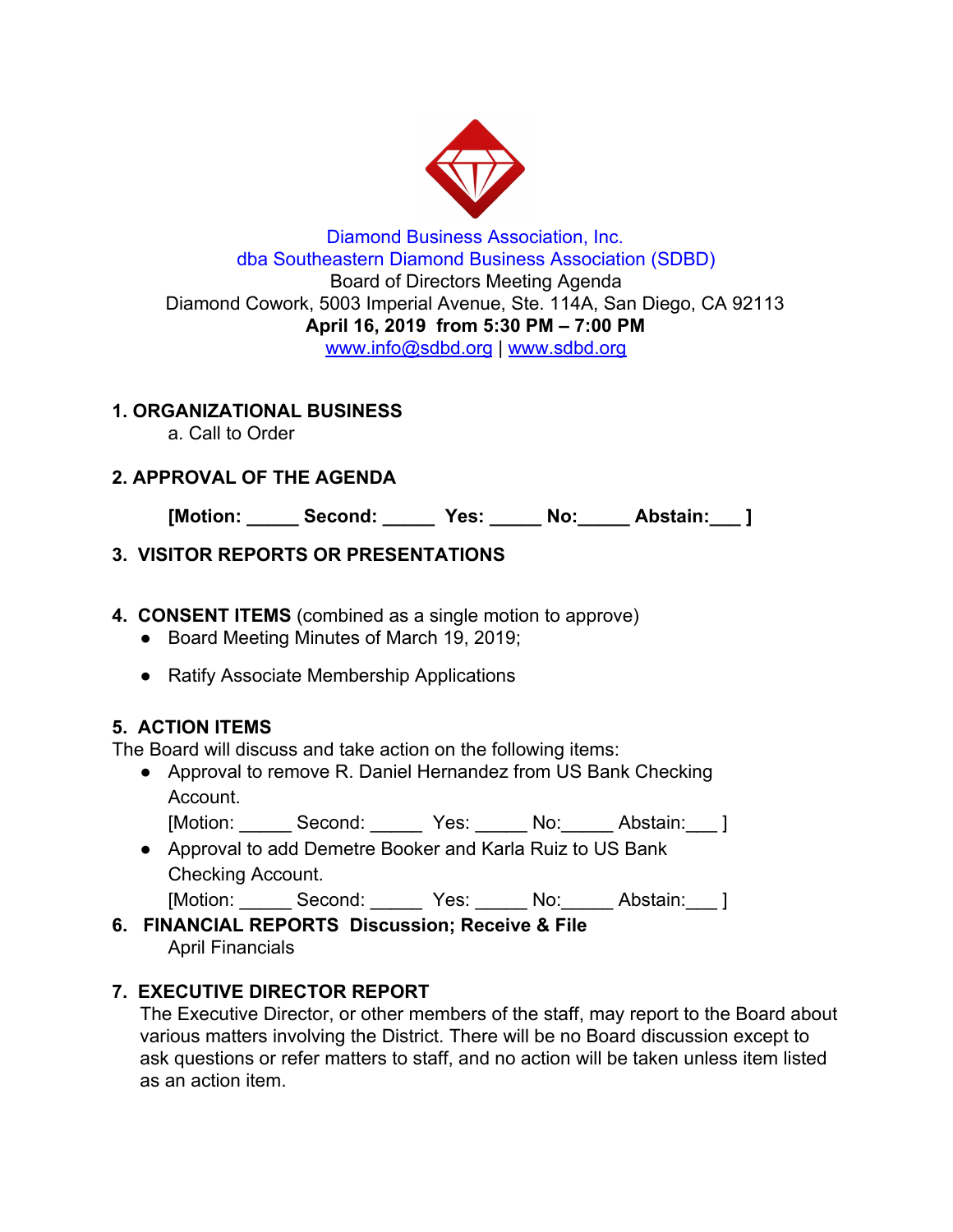Diamond Business Association, Inc.
dba Southeastern Diamond Business Association (SDBD)
Board of Directors Meeting Agenda
Diamond Cowork, 5003 Imperial Avenue, Ste. 114A, San Diego, CA 92113
**April 16, 2019 from 5:30 PM – 7:00 PM**
www.info@sdbd.org | www.sdbd.org

## 1. ORGANIZATIONAL BUSINESS

a. Call to Order

## 2. APPROVAL OF THE AGENDA

**[Motion: _____ Second: _____ Yes: _____ No:_____ Abstain:___ ]**

## 3. VISITOR REPORTS OR PRESENTATIONS

## 4. CONSENT ITEMS (combined as a single motion to approve)

- Board Meeting Minutes of March 19, 2019;
- Ratify Associate Membership Applications

## 5. ACTION ITEMS

The Board will discuss and take action on the following items:

- Approval to remove R. Daniel Hernandez from US Bank Checking Account.
  [Motion: _____ Second: _____ Yes: _____ No:_____ Abstain:___ ]
- Approval to add Demetre Booker and Karla Ruiz to US Bank Checking Account.
  [Motion: _____ Second: _____ Yes: _____ No:_____ Abstain:___ ]

## 6. FINANCIAL REPORTS Discussion; Receive & File

April Financials

## 7. EXECUTIVE DIRECTOR REPORT

The Executive Director, or other members of the staff, may report to the Board about various matters involving the District. There will be no Board discussion except to ask questions or refer matters to staff, and no action will be taken unless item listed as an action item.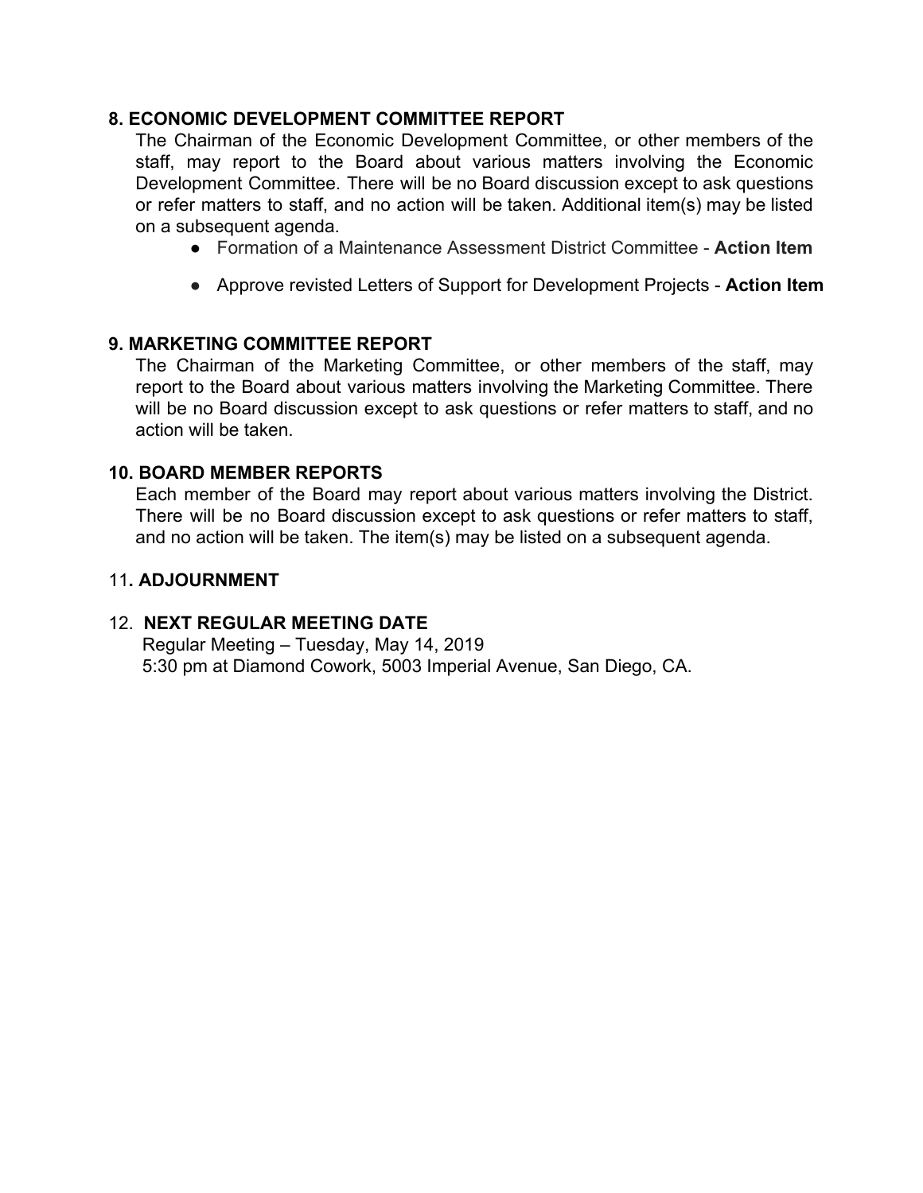**8. ECONOMIC DEVELOPMENT COMMITTEE REPORT**

The Chairman of the Economic Development Committee, or other members of the staff, may report to the Board about various matters involving the Economic Development Committee. There will be no Board discussion except to ask questions or refer matters to staff, and no action will be taken. Additional item(s) may be listed on a subsequent agenda.

- Formation of a Maintenance Assessment District Committee - **Action Item**
- Approve revisted Letters of Support for Development Projects - **Action Item**

**9. MARKETING COMMITTEE REPORT**

The Chairman of the Marketing Committee, or other members of the staff, may report to the Board about various matters involving the Marketing Committee. There will be no Board discussion except to ask questions or refer matters to staff, and no action will be taken.

**10. BOARD MEMBER REPORTS**

Each member of the Board may report about various matters involving the District. There will be no Board discussion except to ask questions or refer matters to staff, and no action will be taken. The item(s) may be listed on a subsequent agenda.

11**. ADJOURNMENT**

12. **NEXT REGULAR MEETING DATE**

Regular Meeting – Tuesday, May 14, 2019
5:30 pm at Diamond Cowork, 5003 Imperial Avenue, San Diego, CA.